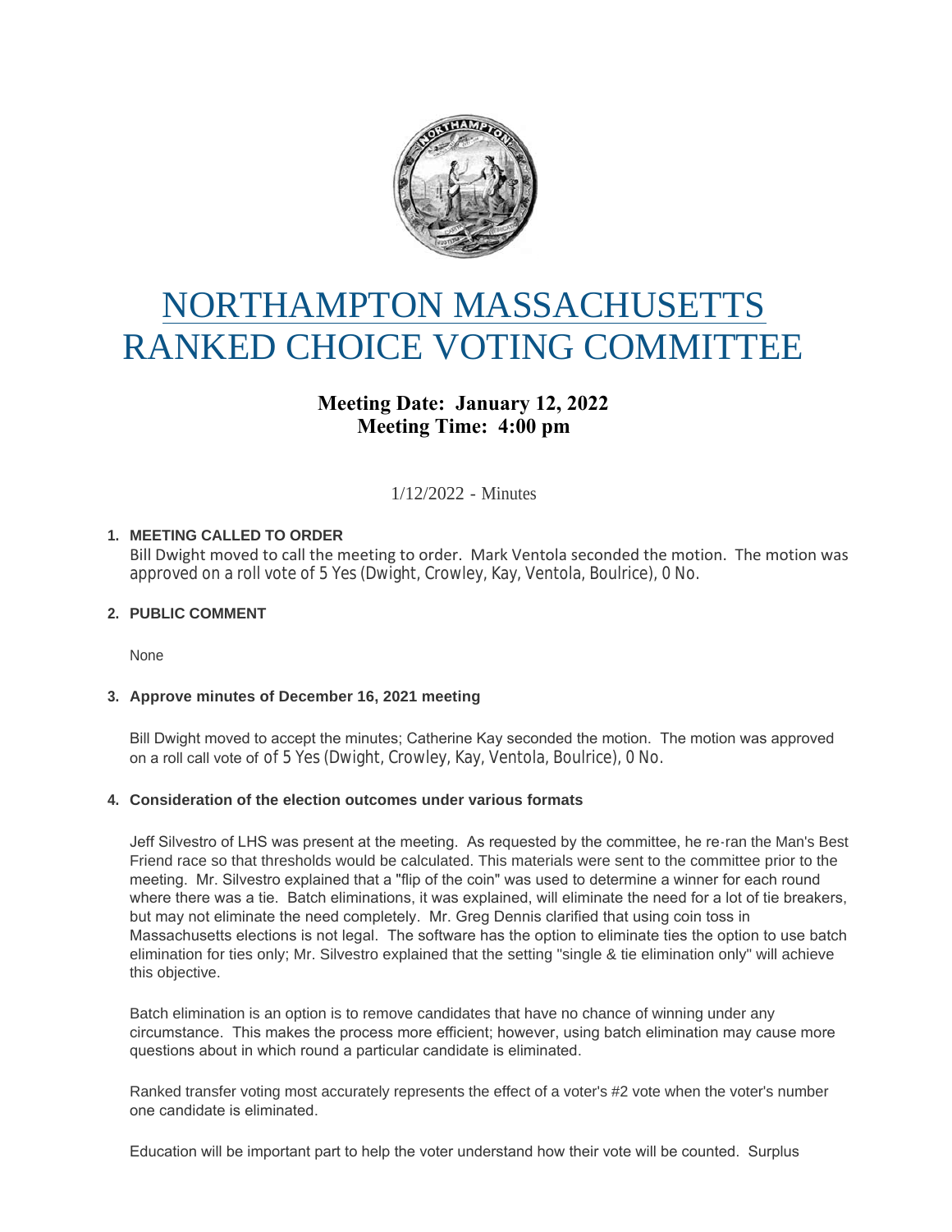# NORTHAMPTON MASSACHUSETTS RANKED CHOICE VOTING COMMITTEE

## Meeting Date: January 12, 2022
## Meeting Time: 4:00 pm

1/12/2022 - Minutes

**1. MEETING CALLED TO ORDER**

Bill Dwight moved to call the meeting to order. Mark Ventola seconded the motion. The motion was approved on a roll vote of 5 Yes (Dwight, Crowley, Kay, Ventola, Boulrice), 0 No.

**2. PUBLIC COMMENT**

None

**3. Approve minutes of December 16, 2021 meeting**

Bill Dwight moved to accept the minutes; Catherine Kay seconded the motion. The motion was approved on a roll call vote of of 5 Yes (Dwight, Crowley, Kay, Ventola, Boulrice), 0 No.

**4. Consideration of the election outcomes under various formats**

Jeff Silvestro of LHS was present at the meeting. As requested by the committee, he re-ran the Man's Best Friend race so that thresholds would be calculated. This materials were sent to the committee prior to the meeting. Mr. Silvestro explained that a "flip of the coin" was used to determine a winner for each round where there was a tie. Batch eliminations, it was explained, will eliminate the need for a lot of tie breakers, but may not eliminate the need completely. Mr. Greg Dennis clarified that using coin toss in Massachusetts elections is not legal. The software has the option to eliminate ties the option to use batch elimination for ties only; Mr. Silvestro explained that the setting "single & tie elimination only" will achieve this objective.

Batch elimination is an option is to remove candidates that have no chance of winning under any circumstance. This makes the process more efficient; however, using batch elimination may cause more questions about in which round a particular candidate is eliminated.

Ranked transfer voting most accurately represents the effect of a voter's #2 vote when the voter's number one candidate is eliminated.

Education will be important part to help the voter understand how their vote will be counted. Surplus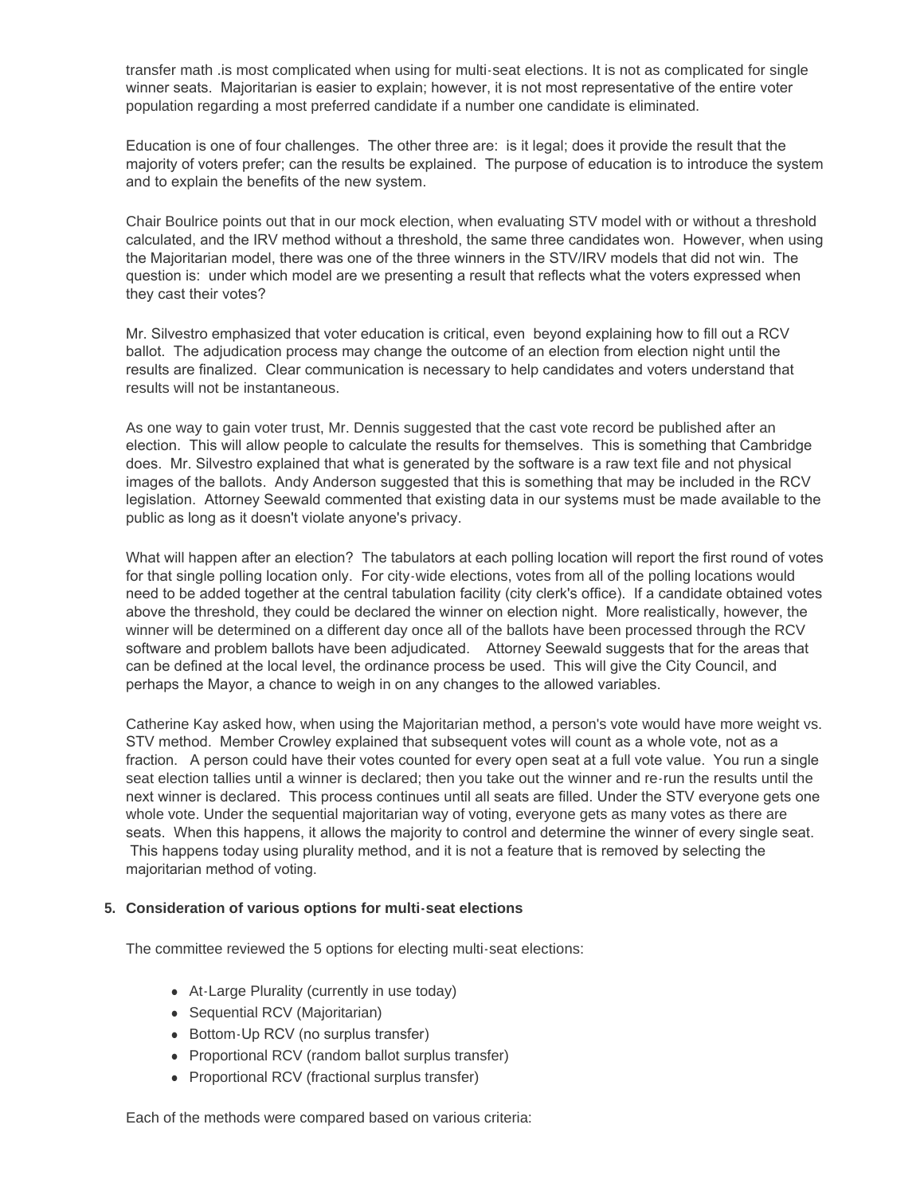transfer math .is most complicated when using for multi-seat elections. It is not as complicated for single winner seats. Majoritarian is easier to explain; however, it is not most representative of the entire voter population regarding a most preferred candidate if a number one candidate is eliminated.

Education is one of four challenges. The other three are: is it legal; does it provide the result that the majority of voters prefer; can the results be explained. The purpose of education is to introduce the system and to explain the benefits of the new system.

Chair Boulrice points out that in our mock election, when evaluating STV model with or without a threshold calculated, and the IRV method without a threshold, the same three candidates won. However, when using the Majoritarian model, there was one of the three winners in the STV/IRV models that did not win. The question is: under which model are we presenting a result that reflects what the voters expressed when they cast their votes?

Mr. Silvestro emphasized that voter education is critical, even beyond explaining how to fill out a RCV ballot. The adjudication process may change the outcome of an election from election night until the results are finalized. Clear communication is necessary to help candidates and voters understand that results will not be instantaneous.

As one way to gain voter trust, Mr. Dennis suggested that the cast vote record be published after an election. This will allow people to calculate the results for themselves. This is something that Cambridge does. Mr. Silvestro explained that what is generated by the software is a raw text file and not physical images of the ballots. Andy Anderson suggested that this is something that may be included in the RCV legislation. Attorney Seewald commented that existing data in our systems must be made available to the public as long as it doesn't violate anyone's privacy.

What will happen after an election? The tabulators at each polling location will report the first round of votes for that single polling location only. For city-wide elections, votes from all of the polling locations would need to be added together at the central tabulation facility (city clerk's office). If a candidate obtained votes above the threshold, they could be declared the winner on election night. More realistically, however, the winner will be determined on a different day once all of the ballots have been processed through the RCV software and problem ballots have been adjudicated. Attorney Seewald suggests that for the areas that can be defined at the local level, the ordinance process be used. This will give the City Council, and perhaps the Mayor, a chance to weigh in on any changes to the allowed variables.

Catherine Kay asked how, when using the Majoritarian method, a person's vote would have more weight vs. STV method. Member Crowley explained that subsequent votes will count as a whole vote, not as a fraction. A person could have their votes counted for every open seat at a full vote value. You run a single seat election tallies until a winner is declared; then you take out the winner and re-run the results until the next winner is declared. This process continues until all seats are filled. Under the STV everyone gets one whole vote. Under the sequential majoritarian way of voting, everyone gets as many votes as there are seats. When this happens, it allows the majority to control and determine the winner of every single seat. This happens today using plurality method, and it is not a feature that is removed by selecting the majoritarian method of voting.

**5. Consideration of various options for multi-seat elections**

The committee reviewed the 5 options for electing multi-seat elections:

- At-Large Plurality (currently in use today)
- Sequential RCV (Majoritarian)
- Bottom-Up RCV (no surplus transfer)
- Proportional RCV (random ballot surplus transfer)
- Proportional RCV (fractional surplus transfer)

Each of the methods were compared based on various criteria: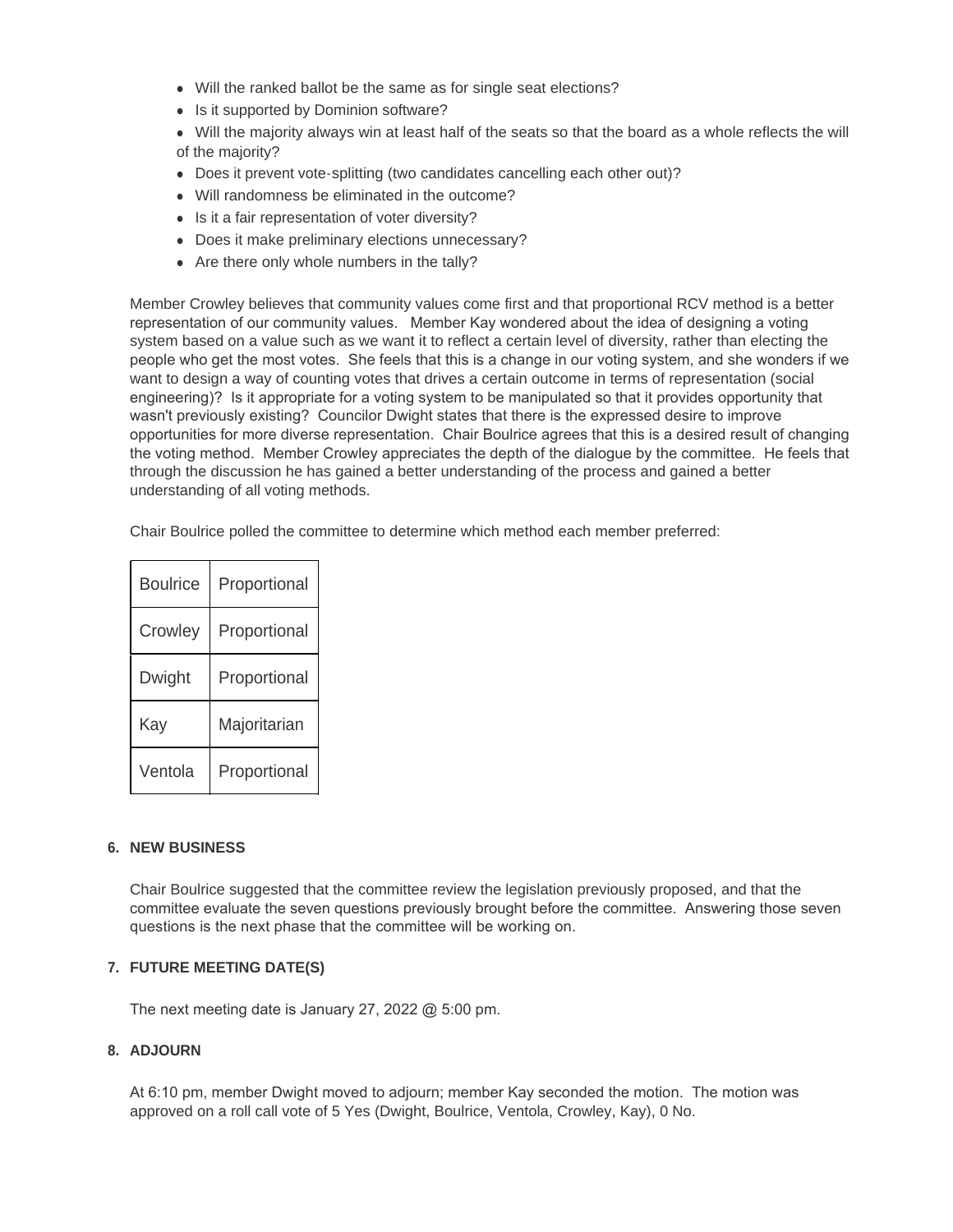- Will the ranked ballot be the same as for single seat elections?
- Is it supported by Dominion software?
- Will the majority always win at least half of the seats so that the board as a whole reflects the will of the majority?
- Does it prevent vote-splitting (two candidates cancelling each other out)?
- Will randomness be eliminated in the outcome?
- Is it a fair representation of voter diversity?
- Does it make preliminary elections unnecessary?
- Are there only whole numbers in the tally?

Member Crowley believes that community values come first and that proportional RCV method is a better representation of our community values. Member Kay wondered about the idea of designing a voting system based on a value such as we want it to reflect a certain level of diversity, rather than electing the people who get the most votes. She feels that this is a change in our voting system, and she wonders if we want to design a way of counting votes that drives a certain outcome in terms of representation (social engineering)? Is it appropriate for a voting system to be manipulated so that it provides opportunity that wasn't previously existing? Councilor Dwight states that there is the expressed desire to improve opportunities for more diverse representation. Chair Boulrice agrees that this is a desired result of changing the voting method. Member Crowley appreciates the depth of the dialogue by the committee. He feels that through the discussion he has gained a better understanding of the process and gained a better understanding of all voting methods.

Chair Boulrice polled the committee to determine which method each member preferred:

| | |
|---|---|
| Boulrice | Proportional |
| Crowley | Proportional |
| Dwight | Proportional |
| Kay | Majoritarian |
| Ventola | Proportional |

### 6. NEW BUSINESS

Chair Boulrice suggested that the committee review the legislation previously proposed, and that the committee evaluate the seven questions previously brought before the committee. Answering those seven questions is the next phase that the committee will be working on.

### 7. FUTURE MEETING DATE(S)

The next meeting date is January 27, 2022 @ 5:00 pm.

### 8. ADJOURN

At 6:10 pm, member Dwight moved to adjourn; member Kay seconded the motion. The motion was approved on a roll call vote of 5 Yes (Dwight, Boulrice, Ventola, Crowley, Kay), 0 No.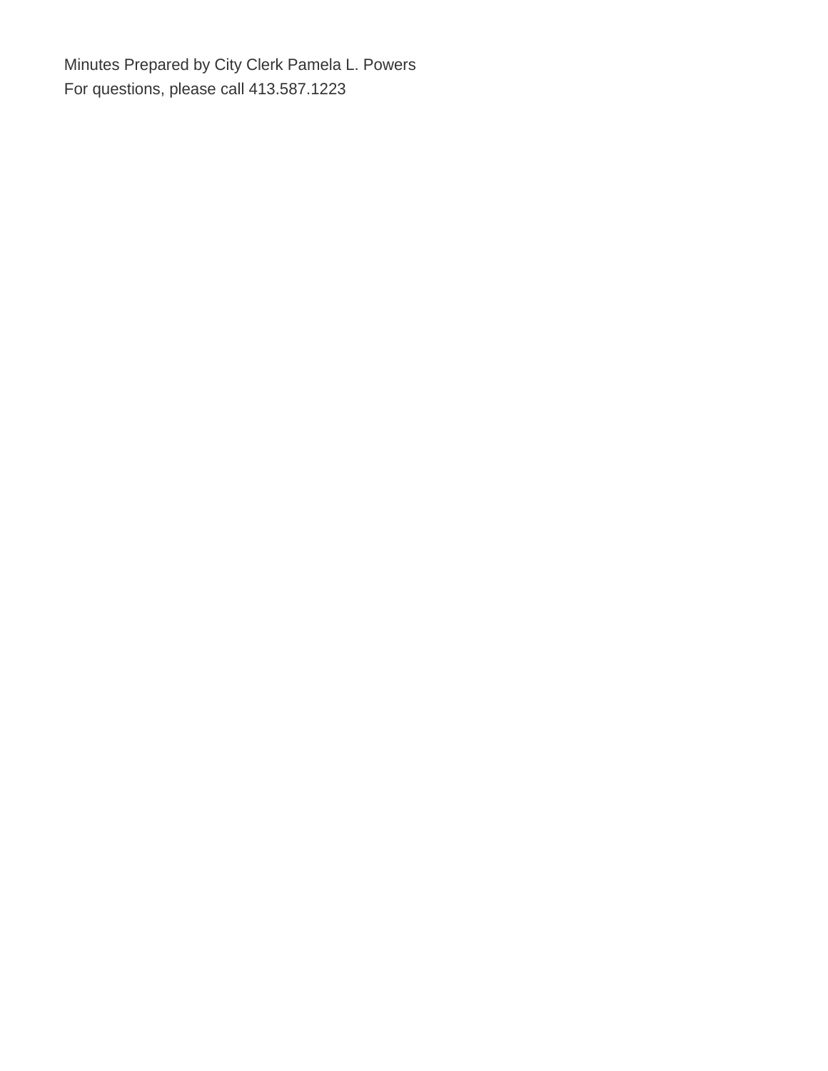Minutes Prepared by City Clerk Pamela L. Powers
For questions, please call 413.587.1223